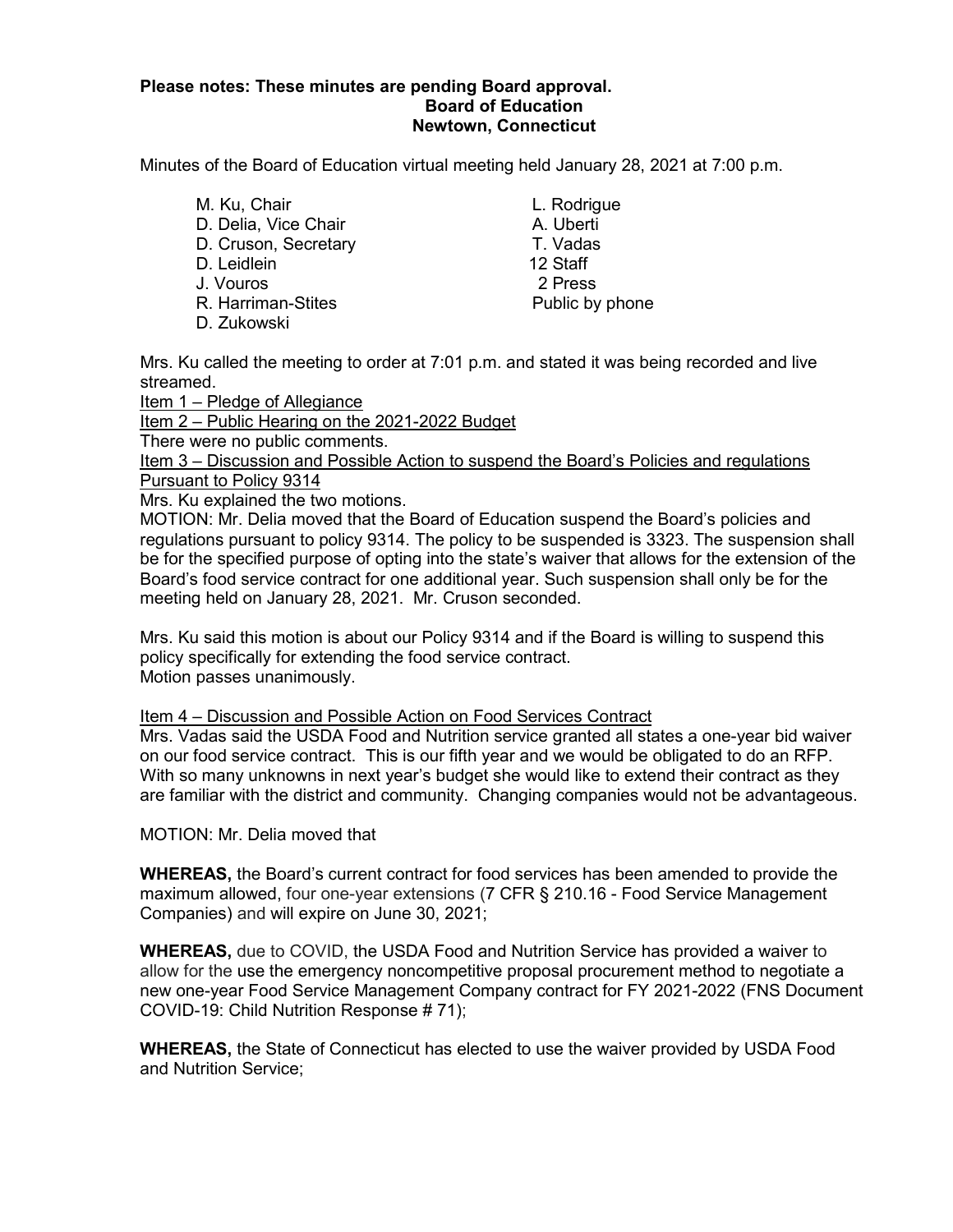**Please notes: These minutes are pending Board approval.**

**Board of Education**

**Newtown, Connecticut**

Minutes of the Board of Education virtual meeting held January 28, 2021 at 7:00 p.m.

M. Ku, Chair
D. Delia, Vice Chair
D. Cruson, Secretary
D. Leidlein
J. Vouros
R. Harriman-Stites
D. Zukowski

L. Rodrigue
A. Uberti
T. Vadas
12 Staff
2 Press
Public by phone

Mrs. Ku called the meeting to order at 7:01 p.m. and stated it was being recorded and live streamed.

Item 1 – Pledge of Allegiance

Item 2 – Public Hearing on the 2021-2022 Budget

There were no public comments.

Item 3 – Discussion and Possible Action to suspend the Board's Policies and regulations Pursuant to Policy 9314

Mrs. Ku explained the two motions.

MOTION: Mr. Delia moved that the Board of Education suspend the Board's policies and regulations pursuant to policy 9314. The policy to be suspended is 3323. The suspension shall be for the specified purpose of opting into the state's waiver that allows for the extension of the Board's food service contract for one additional year. Such suspension shall only be for the meeting held on January 28, 2021. Mr. Cruson seconded.

Mrs. Ku said this motion is about our Policy 9314 and if the Board is willing to suspend this policy specifically for extending the food service contract.

Motion passes unanimously.

Item 4 – Discussion and Possible Action on Food Services Contract

Mrs. Vadas said the USDA Food and Nutrition service granted all states a one-year bid waiver on our food service contract. This is our fifth year and we would be obligated to do an RFP. With so many unknowns in next year's budget she would like to extend their contract as they are familiar with the district and community. Changing companies would not be advantageous.

MOTION: Mr. Delia moved that

**WHEREAS,** the Board's current contract for food services has been amended to provide the maximum allowed, four one-year extensions (7 CFR § 210.16 - Food Service Management Companies) and will expire on June 30, 2021;

**WHEREAS,** due to COVID, the USDA Food and Nutrition Service has provided a waiver to allow for the use the emergency noncompetitive proposal procurement method to negotiate a new one-year Food Service Management Company contract for FY 2021-2022 (FNS Document COVID-19: Child Nutrition Response # 71);

**WHEREAS,** the State of Connecticut has elected to use the waiver provided by USDA Food and Nutrition Service;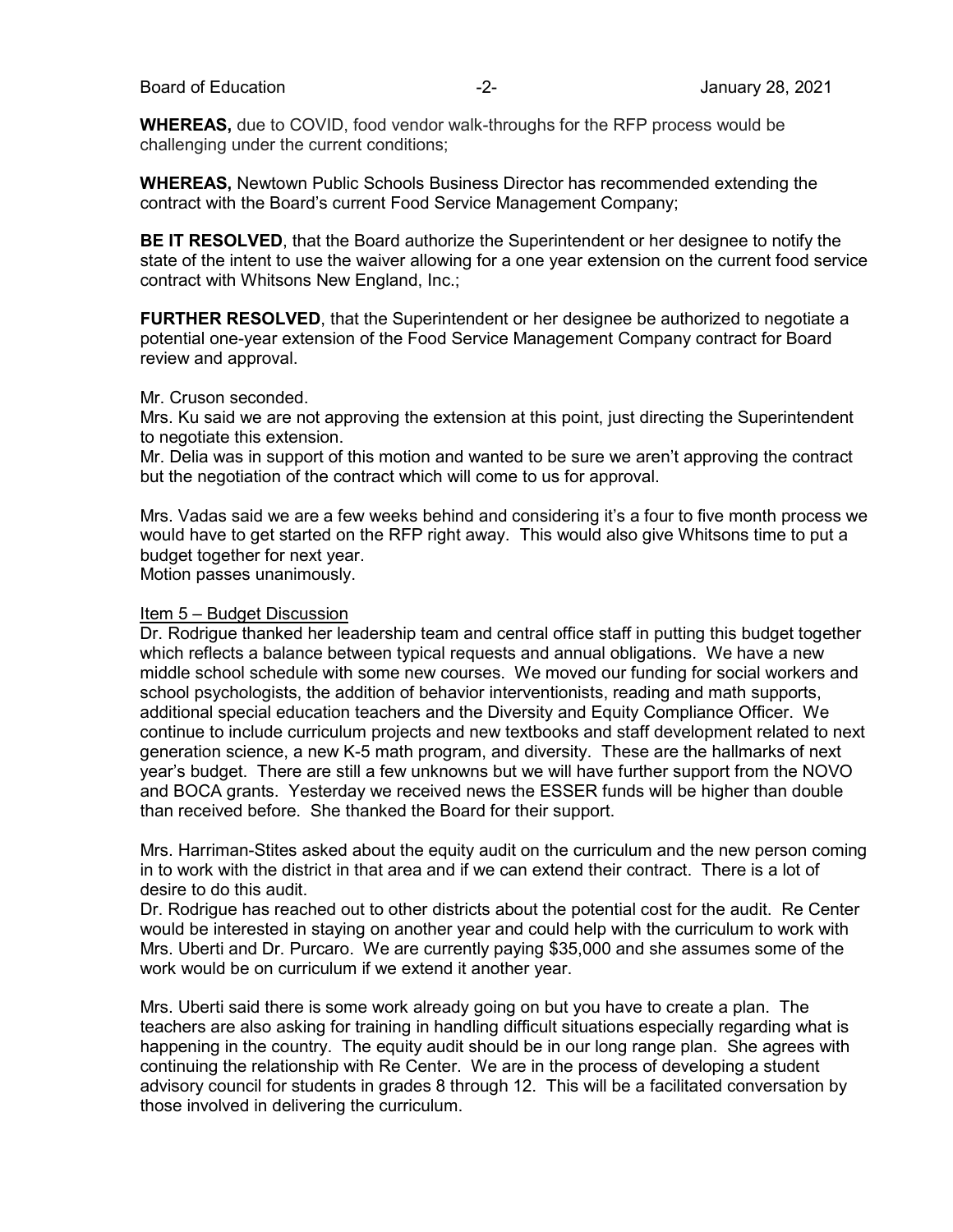**WHEREAS,** due to COVID, food vendor walk-throughs for the RFP process would be challenging under the current conditions;

**WHEREAS,** Newtown Public Schools Business Director has recommended extending the contract with the Board's current Food Service Management Company;

**BE IT RESOLVED**, that the Board authorize the Superintendent or her designee to notify the state of the intent to use the waiver allowing for a one year extension on the current food service contract with Whitsons New England, Inc.;

**FURTHER RESOLVED**, that the Superintendent or her designee be authorized to negotiate a potential one-year extension of the Food Service Management Company contract for Board review and approval.

Mr. Cruson seconded.
Mrs. Ku said we are not approving the extension at this point, just directing the Superintendent to negotiate this extension.
Mr. Delia was in support of this motion and wanted to be sure we aren't approving the contract but the negotiation of the contract which will come to us for approval.

Mrs. Vadas said we are a few weeks behind and considering it's a four to five month process we would have to get started on the RFP right away. This would also give Whitsons time to put a budget together for next year.
Motion passes unanimously.

<u>Item 5 – Budget Discussion</u>
Dr. Rodrigue thanked her leadership team and central office staff in putting this budget together which reflects a balance between typical requests and annual obligations. We have a new middle school schedule with some new courses. We moved our funding for social workers and school psychologists, the addition of behavior interventionists, reading and math supports, additional special education teachers and the Diversity and Equity Compliance Officer. We continue to include curriculum projects and new textbooks and staff development related to next generation science, a new K-5 math program, and diversity. These are the hallmarks of next year's budget. There are still a few unknowns but we will have further support from the NOVO and BOCA grants. Yesterday we received news the ESSER funds will be higher than double than received before. She thanked the Board for their support.

Mrs. Harriman-Stites asked about the equity audit on the curriculum and the new person coming in to work with the district in that area and if we can extend their contract. There is a lot of desire to do this audit.
Dr. Rodrigue has reached out to other districts about the potential cost for the audit. Re Center would be interested in staying on another year and could help with the curriculum to work with Mrs. Uberti and Dr. Purcaro. We are currently paying $35,000 and she assumes some of the work would be on curriculum if we extend it another year.

Mrs. Uberti said there is some work already going on but you have to create a plan. The teachers are also asking for training in handling difficult situations especially regarding what is happening in the country. The equity audit should be in our long range plan. She agrees with continuing the relationship with Re Center. We are in the process of developing a student advisory council for students in grades 8 through 12. This will be a facilitated conversation by those involved in delivering the curriculum.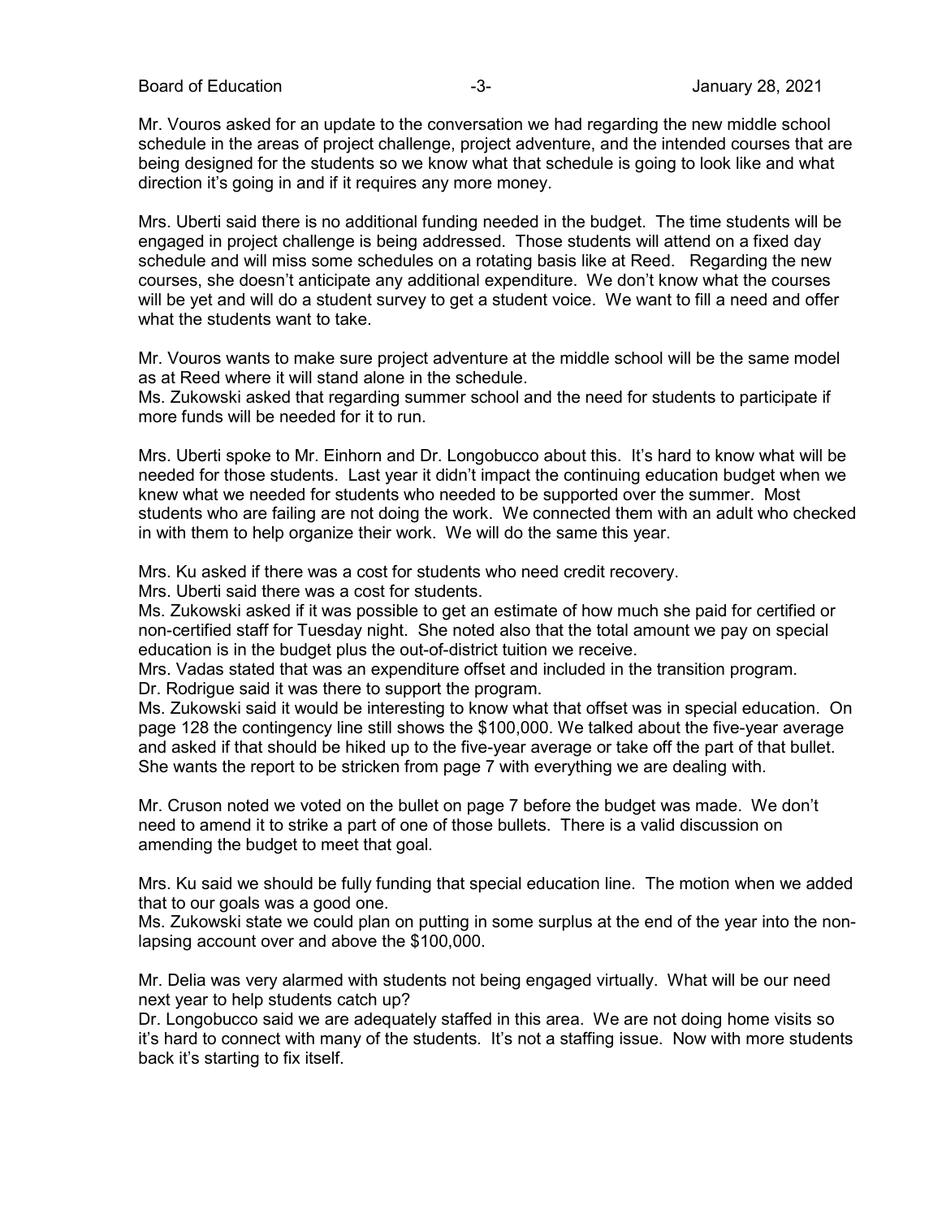Mr. Vouros asked for an update to the conversation we had regarding the new middle school schedule in the areas of project challenge, project adventure, and the intended courses that are being designed for the students so we know what that schedule is going to look like and what direction it's going in and if it requires any more money.

Mrs. Uberti said there is no additional funding needed in the budget. The time students will be engaged in project challenge is being addressed. Those students will attend on a fixed day schedule and will miss some schedules on a rotating basis like at Reed. Regarding the new courses, she doesn't anticipate any additional expenditure. We don't know what the courses will be yet and will do a student survey to get a student voice. We want to fill a need and offer what the students want to take.

Mr. Vouros wants to make sure project adventure at the middle school will be the same model as at Reed where it will stand alone in the schedule.
Ms. Zukowski asked that regarding summer school and the need for students to participate if more funds will be needed for it to run.

Mrs. Uberti spoke to Mr. Einhorn and Dr. Longobucco about this. It's hard to know what will be needed for those students. Last year it didn't impact the continuing education budget when we knew what we needed for students who needed to be supported over the summer. Most students who are failing are not doing the work. We connected them with an adult who checked in with them to help organize their work. We will do the same this year.

Mrs. Ku asked if there was a cost for students who need credit recovery.
Mrs. Uberti said there was a cost for students.
Ms. Zukowski asked if it was possible to get an estimate of how much she paid for certified or non-certified staff for Tuesday night. She noted also that the total amount we pay on special education is in the budget plus the out-of-district tuition we receive.
Mrs. Vadas stated that was an expenditure offset and included in the transition program.
Dr. Rodrigue said it was there to support the program.
Ms. Zukowski said it would be interesting to know what that offset was in special education. On page 128 the contingency line still shows the $100,000. We talked about the five-year average and asked if that should be hiked up to the five-year average or take off the part of that bullet. She wants the report to be stricken from page 7 with everything we are dealing with.

Mr. Cruson noted we voted on the bullet on page 7 before the budget was made. We don't need to amend it to strike a part of one of those bullets. There is a valid discussion on amending the budget to meet that goal.

Mrs. Ku said we should be fully funding that special education line. The motion when we added that to our goals was a good one.
Ms. Zukowski state we could plan on putting in some surplus at the end of the year into the non-lapsing account over and above the $100,000.

Mr. Delia was very alarmed with students not being engaged virtually. What will be our need next year to help students catch up?
Dr. Longobucco said we are adequately staffed in this area. We are not doing home visits so it's hard to connect with many of the students. It's not a staffing issue. Now with more students back it's starting to fix itself.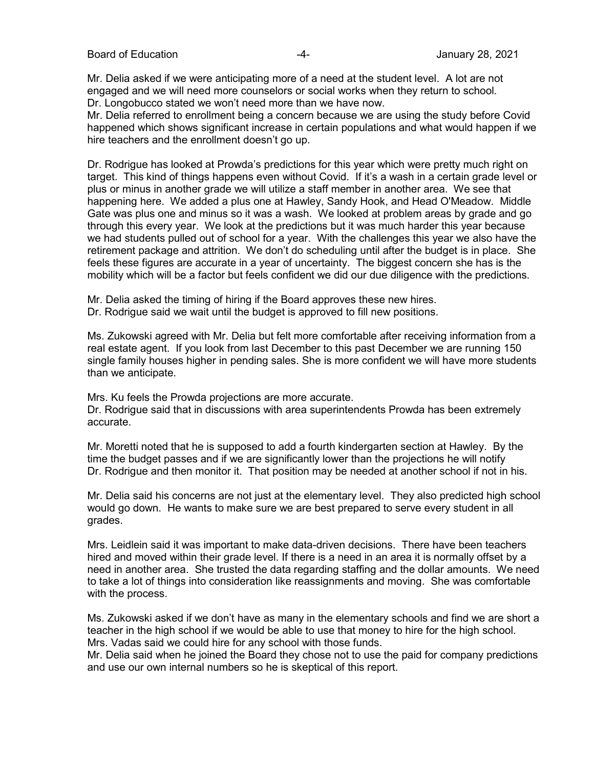Mr. Delia asked if we were anticipating more of a need at the student level. A lot are not engaged and we will need more counselors or social works when they return to school.
Dr. Longobucco stated we won't need more than we have now.
Mr. Delia referred to enrollment being a concern because we are using the study before Covid happened which shows significant increase in certain populations and what would happen if we hire teachers and the enrollment doesn't go up.

Dr. Rodrigue has looked at Prowda's predictions for this year which were pretty much right on target. This kind of things happens even without Covid. If it's a wash in a certain grade level or plus or minus in another grade we will utilize a staff member in another area. We see that happening here. We added a plus one at Hawley, Sandy Hook, and Head O'Meadow. Middle Gate was plus one and minus so it was a wash. We looked at problem areas by grade and go through this every year. We look at the predictions but it was much harder this year because we had students pulled out of school for a year. With the challenges this year we also have the retirement package and attrition. We don't do scheduling until after the budget is in place. She feels these figures are accurate in a year of uncertainty. The biggest concern she has is the mobility which will be a factor but feels confident we did our due diligence with the predictions.

Mr. Delia asked the timing of hiring if the Board approves these new hires.
Dr. Rodrigue said we wait until the budget is approved to fill new positions.

Ms. Zukowski agreed with Mr. Delia but felt more comfortable after receiving information from a real estate agent. If you look from last December to this past December we are running 150 single family houses higher in pending sales. She is more confident we will have more students than we anticipate.

Mrs. Ku feels the Prowda projections are more accurate.
Dr. Rodrigue said that in discussions with area superintendents Prowda has been extremely accurate.

Mr. Moretti noted that he is supposed to add a fourth kindergarten section at Hawley. By the time the budget passes and if we are significantly lower than the projections he will notify Dr. Rodrigue and then monitor it. That position may be needed at another school if not in his.

Mr. Delia said his concerns are not just at the elementary level. They also predicted high school would go down. He wants to make sure we are best prepared to serve every student in all grades.

Mrs. Leidlein said it was important to make data-driven decisions. There have been teachers hired and moved within their grade level. If there is a need in an area it is normally offset by a need in another area. She trusted the data regarding staffing and the dollar amounts. We need to take a lot of things into consideration like reassignments and moving. She was comfortable with the process.

Ms. Zukowski asked if we don't have as many in the elementary schools and find we are short a teacher in the high school if we would be able to use that money to hire for the high school.
Mrs. Vadas said we could hire for any school with those funds.
Mr. Delia said when he joined the Board they chose not to use the paid for company predictions and use our own internal numbers so he is skeptical of this report.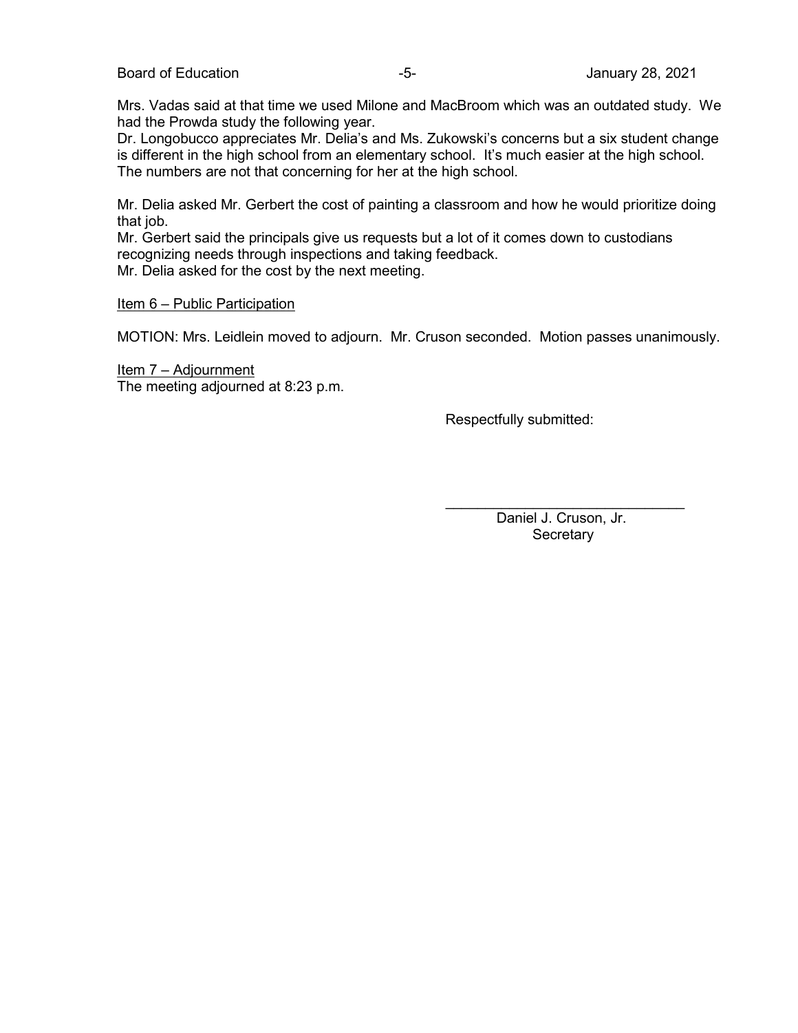Mrs. Vadas said at that time we used Milone and MacBroom which was an outdated study. We had the Prowda study the following year.
Dr. Longobucco appreciates Mr. Delia's and Ms. Zukowski's concerns but a six student change is different in the high school from an elementary school. It's much easier at the high school. The numbers are not that concerning for her at the high school.

Mr. Delia asked Mr. Gerbert the cost of painting a classroom and how he would prioritize doing that job.
Mr. Gerbert said the principals give us requests but a lot of it comes down to custodians recognizing needs through inspections and taking feedback.
Mr. Delia asked for the cost by the next meeting.

Item 6 – Public Participation

MOTION: Mrs. Leidlein moved to adjourn. Mr. Cruson seconded. Motion passes unanimously.

Item 7 – Adjournment
The meeting adjourned at 8:23 p.m.

Respectfully submitted:

\_\_\_\_\_\_\_\_\_\_\_\_\_\_\_\_\_\_\_\_\_\_\_\_\_\_\_\_\_\_
Daniel J. Cruson, Jr.
Secretary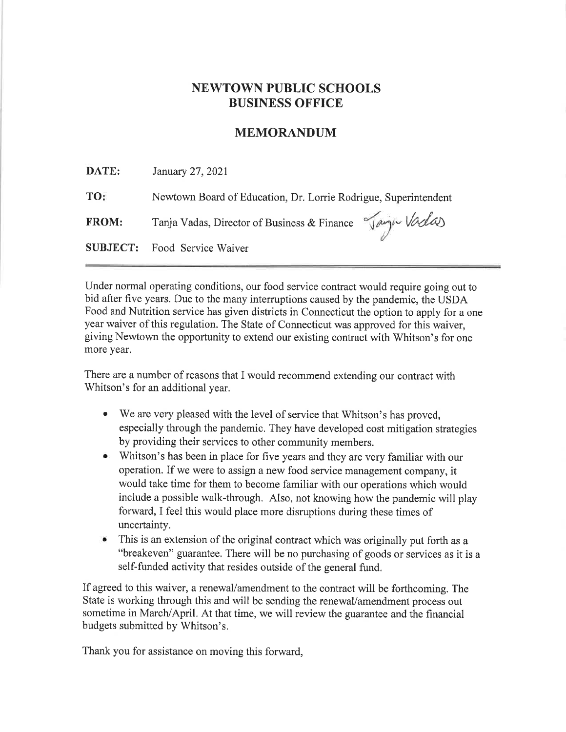# NEWTOWN PUBLIC SCHOOLS
# BUSINESS OFFICE

## MEMORANDUM

**DATE:** January 27, 2021

**TO:** Newtown Board of Education, Dr. Lorrie Rodrigue, Superintendent

**FROM:** Tanja Vadas, Director of Business & Finance *Tanja Vadas*

**SUBJECT:** Food Service Waiver

---

Under normal operating conditions, our food service contract would require going out to bid after five years. Due to the many interruptions caused by the pandemic, the USDA Food and Nutrition service has given districts in Connecticut the option to apply for a one year waiver of this regulation. The State of Connecticut was approved for this waiver, giving Newtown the opportunity to extend our existing contract with Whitson's for one more year.

There are a number of reasons that I would recommend extending our contract with Whitson's for an additional year.

- We are very pleased with the level of service that Whitson's has proved, especially through the pandemic. They have developed cost mitigation strategies by providing their services to other community members.
- Whitson's has been in place for five years and they are very familiar with our operation. If we were to assign a new food service management company, it would take time for them to become familiar with our operations which would include a possible walk-through. Also, not knowing how the pandemic will play forward, I feel this would place more disruptions during these times of uncertainty.
- This is an extension of the original contract which was originally put forth as a "breakeven" guarantee. There will be no purchasing of goods or services as it is a self-funded activity that resides outside of the general fund.

If agreed to this waiver, a renewal/amendment to the contract will be forthcoming. The State is working through this and will be sending the renewal/amendment process out sometime in March/April. At that time, we will review the guarantee and the financial budgets submitted by Whitson's.

Thank you for assistance on moving this forward,